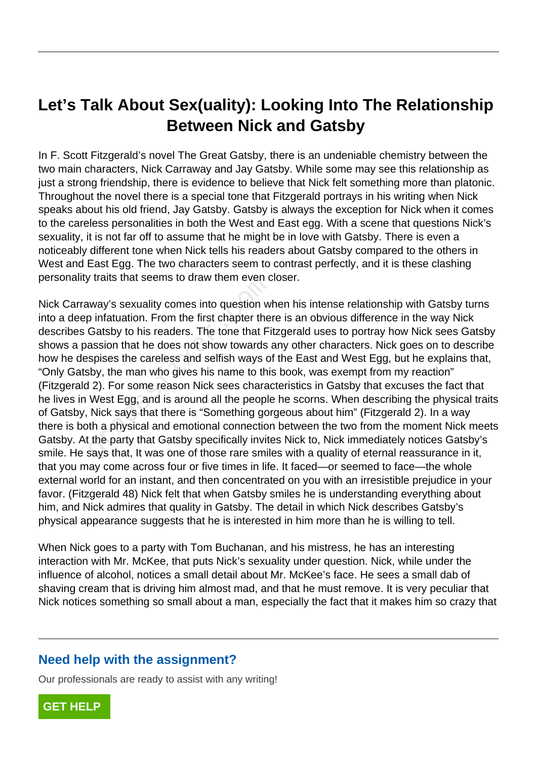# Let's Talk About Sex(uality): Looking Into The Relationship Between Nick and Gatsby

In F. Scott Fitzgerald's novel The Great Gatsby, there is an undeniable chemistry between the two main characters, Nick Carraway and Jay Gatsby. While some may see this relationship as just a strong friendship, there is evidence to believe that Nick felt something more than platonic. Throughout the novel there is a special tone that Fitzgerald portrays in his writing when Nick speaks about his old friend, Jay Gatsby. Gatsby is always the exception for Nick when it comes to the careless personalities in both the West and East egg. With a scene that questions Nick's sexuality, it is not far off to assume that he might be in love with Gatsby. There is even a noticeably different tone when Nick tells his readers about Gatsby compared to the others in West and East Egg. The two characters seem to contrast perfectly, and it is these clashing personality traits that seems to draw them even closer.

Nick Carraway's sexuality comes into question when his intense relationship with Gatsby turns into a deep infatuation. From the first chapter there is an obvious difference in the way Nick describes Gatsby to his readers. The tone that Fitzgerald uses to portray how Nick sees Gatsby shows a passion that he does not show towards any other characters. Nick goes on to describe how he despises the careless and selfish ways of the East and West Egg, but he explains that, "Only Gatsby, the man who gives his name to this book, was exempt from my reaction" (Fitzgerald 2). For some reason Nick sees characteristics in Gatsby that excuses the fact that he lives in West Egg, and is around all the people he scorns. When describing the physical traits of Gatsby, Nick says that there is "Something gorgeous about him" (Fitzgerald 2). In a way there is both a physical and emotional connection between the two from the moment Nick meets Gatsby. At the party that Gatsby specifically invites Nick to, Nick immediately notices Gatsby's smile. He says that, It was one of those rare smiles with a quality of eternal reassurance in it, that you may come across four or five times in life. It faced—or seemed to face—the whole external world for an instant, and then concentrated on you with an irresistible prejudice in your favor. (Fitzgerald 48) Nick felt that when Gatsby smiles he is understanding everything about him, and Nick admires that quality in Gatsby. The detail in which Nick describes Gatsby's physical appearance suggests that he is interested in him more than he is willing to tell.

When Nick goes to a party with Tom Buchanan, and his mistress, he has an interesting interaction with Mr. McKee, that puts Nick's sexuality under question. Nick, while under the influence of alcohol, notices a small detail about Mr. McKee's face. He sees a small dab of shaving cream that is driving him almost mad, and that he must remove. It is very peculiar that Nick notices something so small about a man, especially the fact that it makes him so crazy that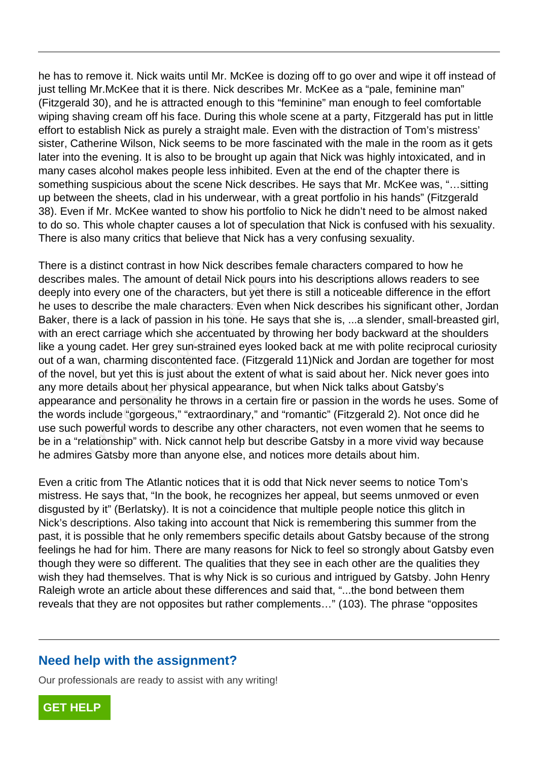he has to remove it. Nick waits until Mr. McKee is dozing off to go over and wipe it off instead of just telling Mr.McKee that it is there. Nick describes Mr. McKee as a "pale, feminine man" (Fitzgerald 30), and he is attracted enough to this "feminine" man enough to feel comfortable wiping shaving cream off his face. During this whole scene at a party, Fitzgerald has put in little effort to establish Nick as purely a straight male. Even with the distraction of Tom's mistress' sister, Catherine Wilson, Nick seems to be more fascinated with the male in the room as it gets later into the evening. It is also to be brought up again that Nick was highly intoxicated, and in many cases alcohol makes people less inhibited. Even at the end of the chapter there is something suspicious about the scene Nick describes. He says that Mr. McKee was, "…sitting up between the sheets, clad in his underwear, with a great portfolio in his hands" (Fitzgerald 38). Even if Mr. McKee wanted to show his portfolio to Nick he didn't need to be almost naked to do so. This whole chapter causes a lot of speculation that Nick is confused with his sexuality. There is also many critics that believe that Nick has a very confusing sexuality.

There is a distinct contrast in how Nick describes female characters compared to how he describes males. The amount of detail Nick pours into his descriptions allows readers to see deeply into every one of the characters, but yet there is still a noticeable difference in the effort he uses to describe the male characters. Even when Nick describes his significant other, Jordan Baker, there is a lack of passion in his tone. He says that she is, ...a slender, small-breasted girl, with an erect carriage which she accentuated by throwing her body backward at the shoulders like a young cadet. Her grey sun-strained eyes looked back at me with polite reciprocal curiosity out of a wan, charming discontented face. (Fitzgerald 11)Nick and Jordan are together for most of the novel, but yet this is just about the extent of what is said about her. Nick never goes into any more details about her physical appearance, but when Nick talks about Gatsby's appearance and personality he throws in a certain fire or passion in the words he uses. Some of the words include "gorgeous," "extraordinary," and "romantic" (Fitzgerald 2). Not once did he use such powerful words to describe any other characters, not even women that he seems to be in a "relationship" with. Nick cannot help but describe Gatsby in a more vivid way because he admires Gatsby more than anyone else, and notices more details about him.

Even a critic from The Atlantic notices that it is odd that Nick never seems to notice Tom's mistress. He says that, "In the book, he recognizes her appeal, but seems unmoved or even disgusted by it" (Berlatsky). It is not a coincidence that multiple people notice this glitch in Nick's descriptions. Also taking into account that Nick is remembering this summer from the past, it is possible that he only remembers specific details about Gatsby because of the strong feelings he had for him. There are many reasons for Nick to feel so strongly about Gatsby even though they were so different. The qualities that they see in each other are the qualities they wish they had themselves. That is why Nick is so curious and intrigued by Gatsby. John Henry Raleigh wrote an article about these differences and said that, "...the bond between them reveals that they are not opposites but rather complements…" (103). The phrase "opposites

## Need help with the assignment?

Our professionals are ready to assist with any writing!

GET HELP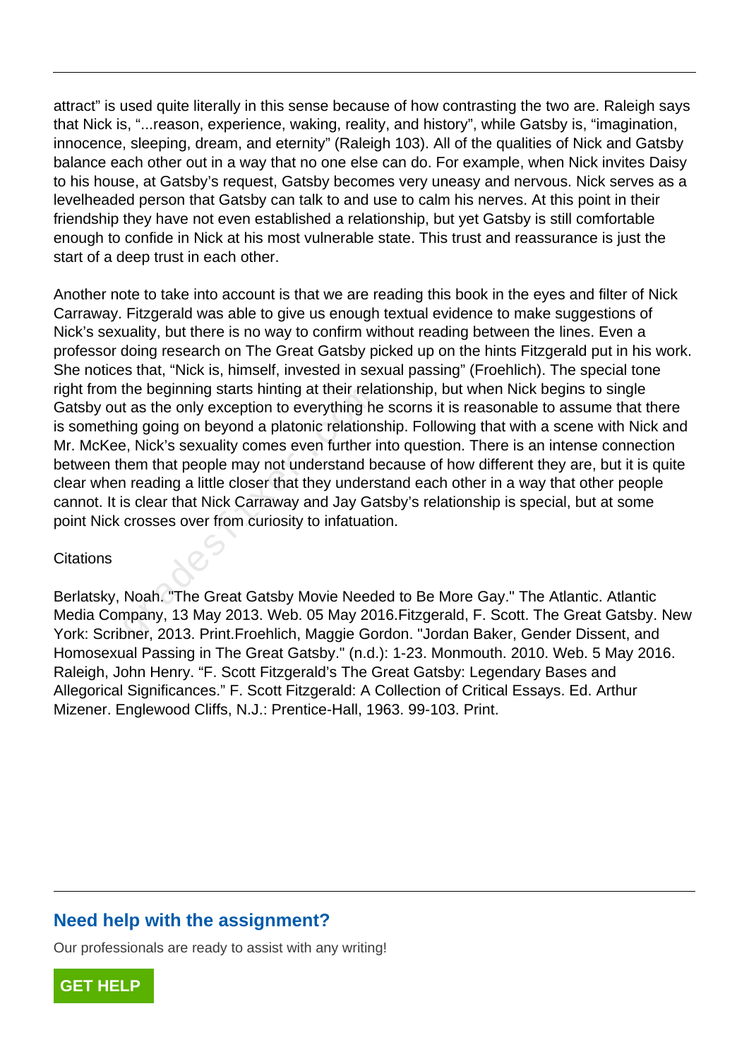attract" is used quite literally in this sense because of how contrasting the two are. Raleigh says that Nick is, "...reason, experience, waking, reality, and history", while Gatsby is, "imagination, innocence, sleeping, dream, and eternity" (Raleigh 103). All of the qualities of Nick and Gatsby balance each other out in a way that no one else can do. For example, when Nick invites Daisy to his house, at Gatsby's request, Gatsby becomes very uneasy and nervous. Nick serves as a levelheaded person that Gatsby can talk to and use to calm his nerves. At this point in their friendship they have not even established a relationship, but yet Gatsby is still comfortable enough to confide in Nick at his most vulnerable state. This trust and reassurance is just the start of a deep trust in each other.

Another note to take into account is that we are reading this book in the eyes and filter of Nick Carraway. Fitzgerald was able to give us enough textual evidence to make suggestions of Nick's sexuality, but there is no way to confirm without reading between the lines. Even a professor doing research on The Great Gatsby picked up on the hints Fitzgerald put in his work. She notices that, "Nick is, himself, invested in sexual passing" (Froehlich). The special tone right from the beginning starts hinting at their relationship, but when Nick begins to single Gatsby out as the only exception to everything he scorns it is reasonable to assume that there is something going on beyond a platonic relationship. Following that with a scene with Nick and Mr. McKee, Nick's sexuality comes even further into question. There is an intense connection between them that people may not understand because of how different they are, but it is quite clear when reading a little closer that they understand each other in a way that other people cannot. It is clear that Nick Carraway and Jay Gatsby's relationship is special, but at some point Nick crosses over from curiosity to infatuation.

Citations

Berlatsky, Noah. "The Great Gatsby Movie Needed to Be More Gay." The Atlantic. Atlantic Media Company, 13 May 2013. Web. 05 May 2016.Fitzgerald, F. Scott. The Great Gatsby. New York: Scribner, 2013. Print.Froehlich, Maggie Gordon. "Jordan Baker, Gender Dissent, and Homosexual Passing in The Great Gatsby." (n.d.): 1-23. Monmouth. 2010. Web. 5 May 2016. Raleigh, John Henry. "F. Scott Fitzgerald's The Great Gatsby: Legendary Bases and Allegorical Significances." F. Scott Fitzgerald: A Collection of Critical Essays. Ed. Arthur Mizener. Englewood Cliffs, N.J.: Prentice-Hall, 1963. 99-103. Print.

## Need help with the assignment?

Our professionals are ready to assist with any writing!

**GET HELP**